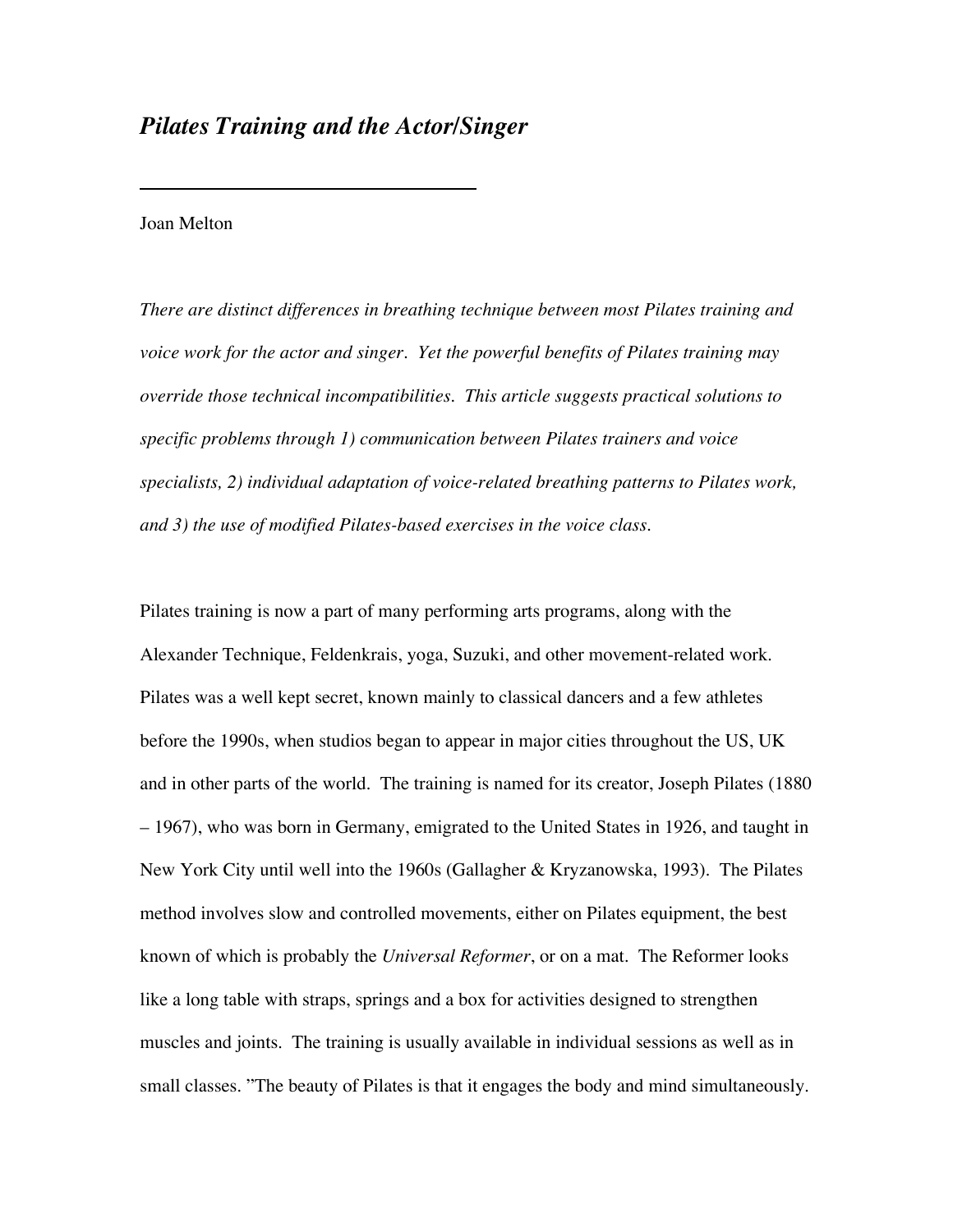# *Pilates Training and the Actor/Singer*

---

Joan Melton

*There are distinct differences in breathing technique between most Pilates training and voice work for the actor and singer. Yet the powerful benefits of Pilates training may override those technical incompatibilities. This article suggests practical solutions to specific problems through 1) communication between Pilates trainers and voice specialists, 2) individual adaptation of voice-related breathing patterns to Pilates work, and 3) the use of modified Pilates-based exercises in the voice class.*

Pilates training is now a part of many performing arts programs, along with the Alexander Technique, Feldenkrais, yoga, Suzuki, and other movement-related work. Pilates was a well kept secret, known mainly to classical dancers and a few athletes before the 1990s, when studios began to appear in major cities throughout the US, UK and in other parts of the world. The training is named for its creator, Joseph Pilates (1880 – 1967), who was born in Germany, emigrated to the United States in 1926, and taught in New York City until well into the 1960s (Gallagher & Kryzanowska, 1993). The Pilates method involves slow and controlled movements, either on Pilates equipment, the best known of which is probably the *Universal Reformer*, or on a mat. The Reformer looks like a long table with straps, springs and a box for activities designed to strengthen muscles and joints. The training is usually available in individual sessions as well as in small classes. "The beauty of Pilates is that it engages the body and mind simultaneously.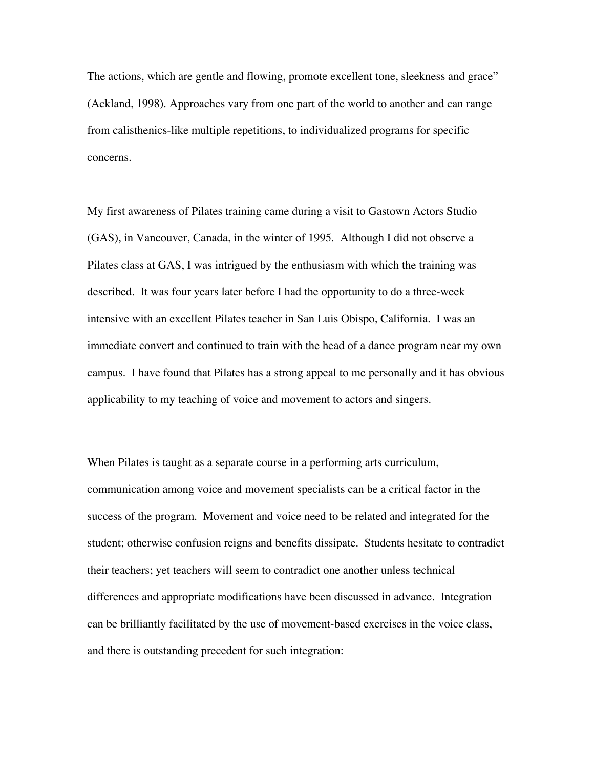The actions, which are gentle and flowing, promote excellent tone, sleekness and grace" (Ackland, 1998). Approaches vary from one part of the world to another and can range from calisthenics-like multiple repetitions, to individualized programs for specific concerns.

My first awareness of Pilates training came during a visit to Gastown Actors Studio (GAS), in Vancouver, Canada, in the winter of 1995. Although I did not observe a Pilates class at GAS, I was intrigued by the enthusiasm with which the training was described. It was four years later before I had the opportunity to do a three-week intensive with an excellent Pilates teacher in San Luis Obispo, California. I was an immediate convert and continued to train with the head of a dance program near my own campus. I have found that Pilates has a strong appeal to me personally and it has obvious applicability to my teaching of voice and movement to actors and singers.

When Pilates is taught as a separate course in a performing arts curriculum, communication among voice and movement specialists can be a critical factor in the success of the program. Movement and voice need to be related and integrated for the student; otherwise confusion reigns and benefits dissipate. Students hesitate to contradict their teachers; yet teachers will seem to contradict one another unless technical differences and appropriate modifications have been discussed in advance. Integration can be brilliantly facilitated by the use of movement-based exercises in the voice class, and there is outstanding precedent for such integration: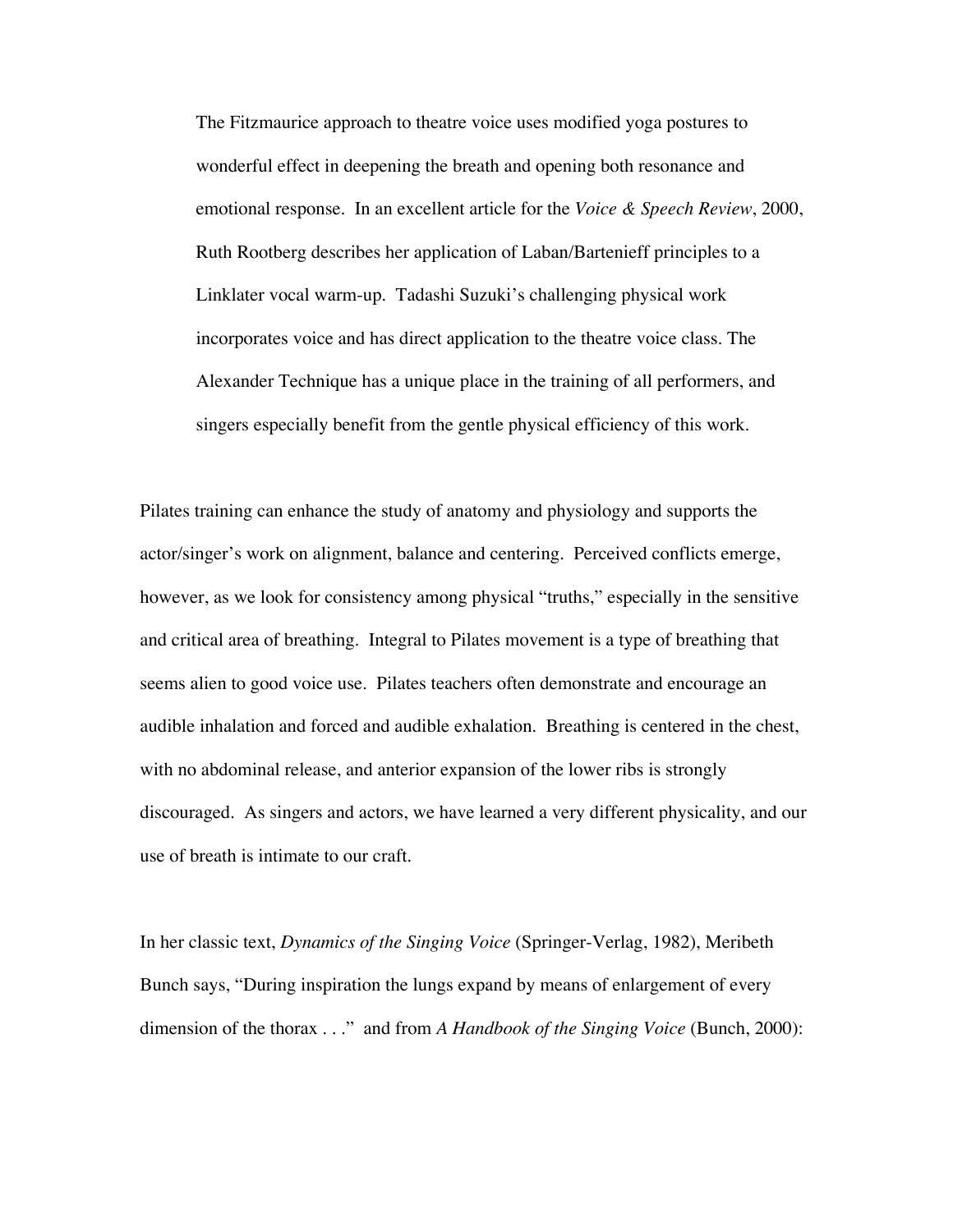> The Fitzmaurice approach to theatre voice uses modified yoga postures to wonderful effect in deepening the breath and opening both resonance and emotional response. In an excellent article for the *Voice & Speech Review*, 2000, Ruth Rootberg describes her application of Laban/Bartenieff principles to a Linklater vocal warm-up. Tadashi Suzuki's challenging physical work incorporates voice and has direct application to the theatre voice class. The Alexander Technique has a unique place in the training of all performers, and singers especially benefit from the gentle physical efficiency of this work.

Pilates training can enhance the study of anatomy and physiology and supports the actor/singer's work on alignment, balance and centering. Perceived conflicts emerge, however, as we look for consistency among physical "truths," especially in the sensitive and critical area of breathing. Integral to Pilates movement is a type of breathing that seems alien to good voice use. Pilates teachers often demonstrate and encourage an audible inhalation and forced and audible exhalation. Breathing is centered in the chest, with no abdominal release, and anterior expansion of the lower ribs is strongly discouraged. As singers and actors, we have learned a very different physicality, and our use of breath is intimate to our craft.

In her classic text, *Dynamics of the Singing Voice* (Springer-Verlag, 1982), Meribeth Bunch says, "During inspiration the lungs expand by means of enlargement of every dimension of the thorax . . ." and from *A Handbook of the Singing Voice* (Bunch, 2000):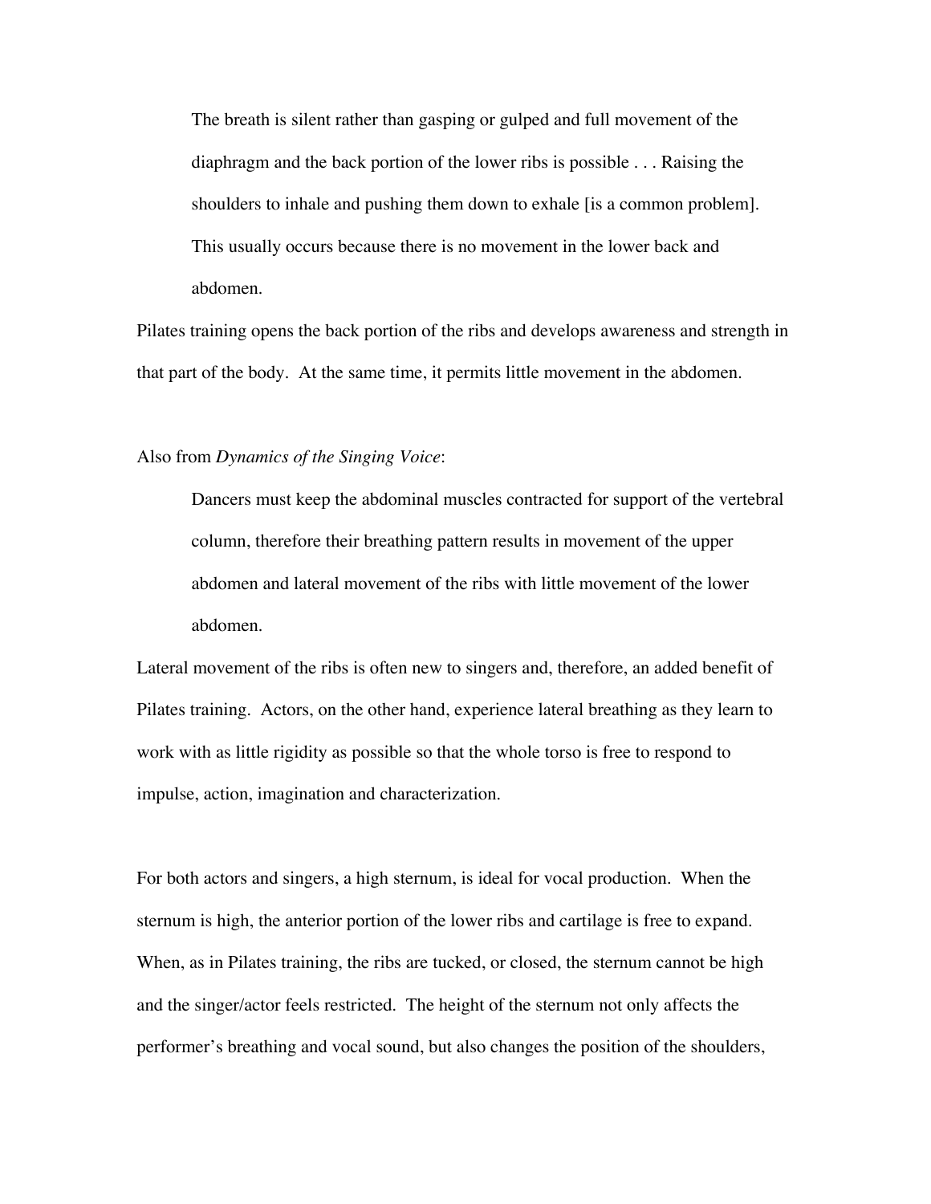> The breath is silent rather than gasping or gulped and full movement of the diaphragm and the back portion of the lower ribs is possible . . . Raising the shoulders to inhale and pushing them down to exhale [is a common problem]. This usually occurs because there is no movement in the lower back and abdomen.

Pilates training opens the back portion of the ribs and develops awareness and strength in that part of the body. At the same time, it permits little movement in the abdomen.

Also from *Dynamics of the Singing Voice*:

> Dancers must keep the abdominal muscles contracted for support of the vertebral column, therefore their breathing pattern results in movement of the upper abdomen and lateral movement of the ribs with little movement of the lower abdomen.

Lateral movement of the ribs is often new to singers and, therefore, an added benefit of Pilates training. Actors, on the other hand, experience lateral breathing as they learn to work with as little rigidity as possible so that the whole torso is free to respond to impulse, action, imagination and characterization.

For both actors and singers, a high sternum, is ideal for vocal production. When the sternum is high, the anterior portion of the lower ribs and cartilage is free to expand. When, as in Pilates training, the ribs are tucked, or closed, the sternum cannot be high and the singer/actor feels restricted. The height of the sternum not only affects the performer's breathing and vocal sound, but also changes the position of the shoulders,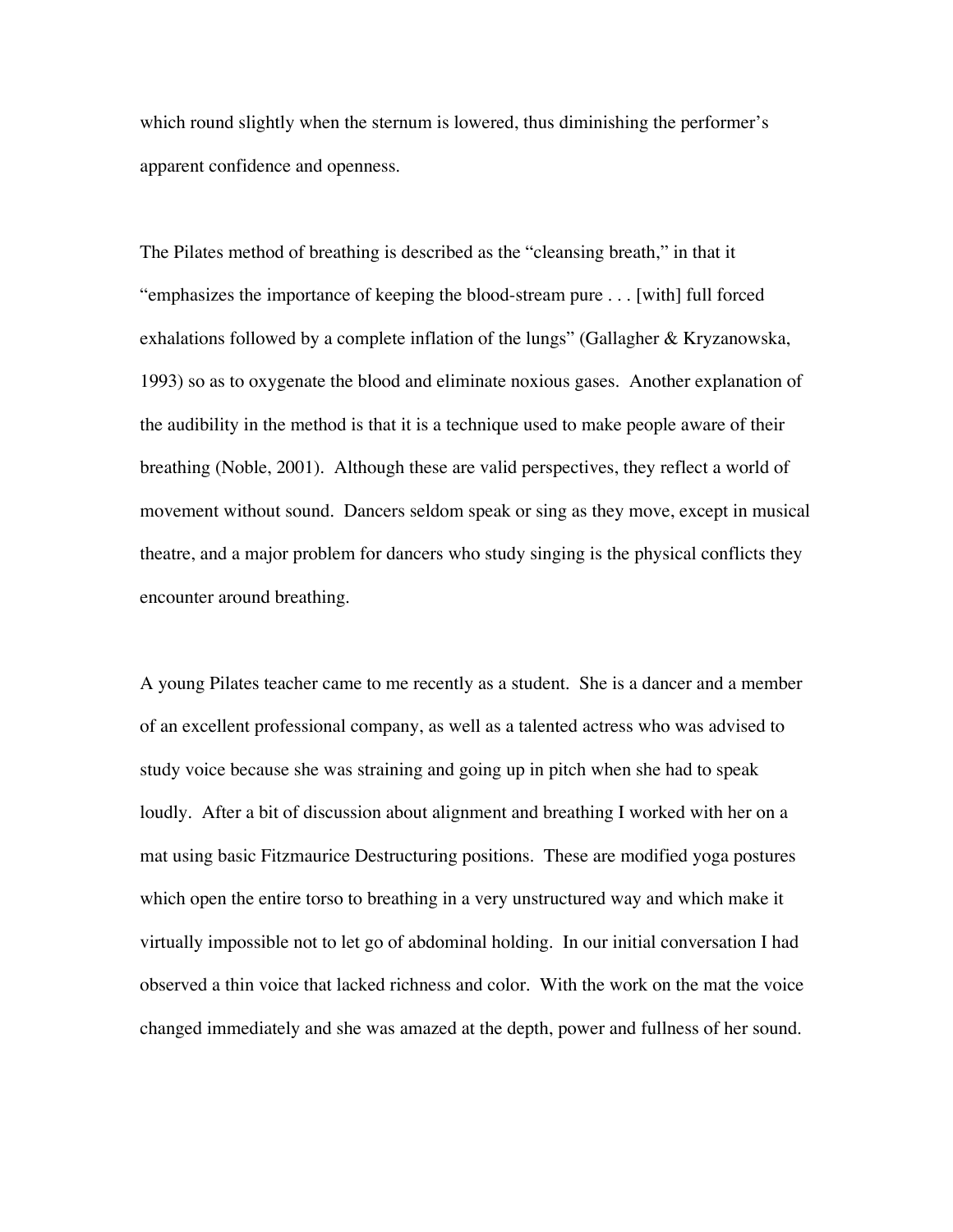which round slightly when the sternum is lowered, thus diminishing the performer's apparent confidence and openness.

The Pilates method of breathing is described as the "cleansing breath," in that it "emphasizes the importance of keeping the blood-stream pure . . . [with] full forced exhalations followed by a complete inflation of the lungs" (Gallagher & Kryzanowska, 1993) so as to oxygenate the blood and eliminate noxious gases. Another explanation of the audibility in the method is that it is a technique used to make people aware of their breathing (Noble, 2001). Although these are valid perspectives, they reflect a world of movement without sound. Dancers seldom speak or sing as they move, except in musical theatre, and a major problem for dancers who study singing is the physical conflicts they encounter around breathing.

A young Pilates teacher came to me recently as a student. She is a dancer and a member of an excellent professional company, as well as a talented actress who was advised to study voice because she was straining and going up in pitch when she had to speak loudly. After a bit of discussion about alignment and breathing I worked with her on a mat using basic Fitzmaurice Destructuring positions. These are modified yoga postures which open the entire torso to breathing in a very unstructured way and which make it virtually impossible not to let go of abdominal holding. In our initial conversation I had observed a thin voice that lacked richness and color. With the work on the mat the voice changed immediately and she was amazed at the depth, power and fullness of her sound.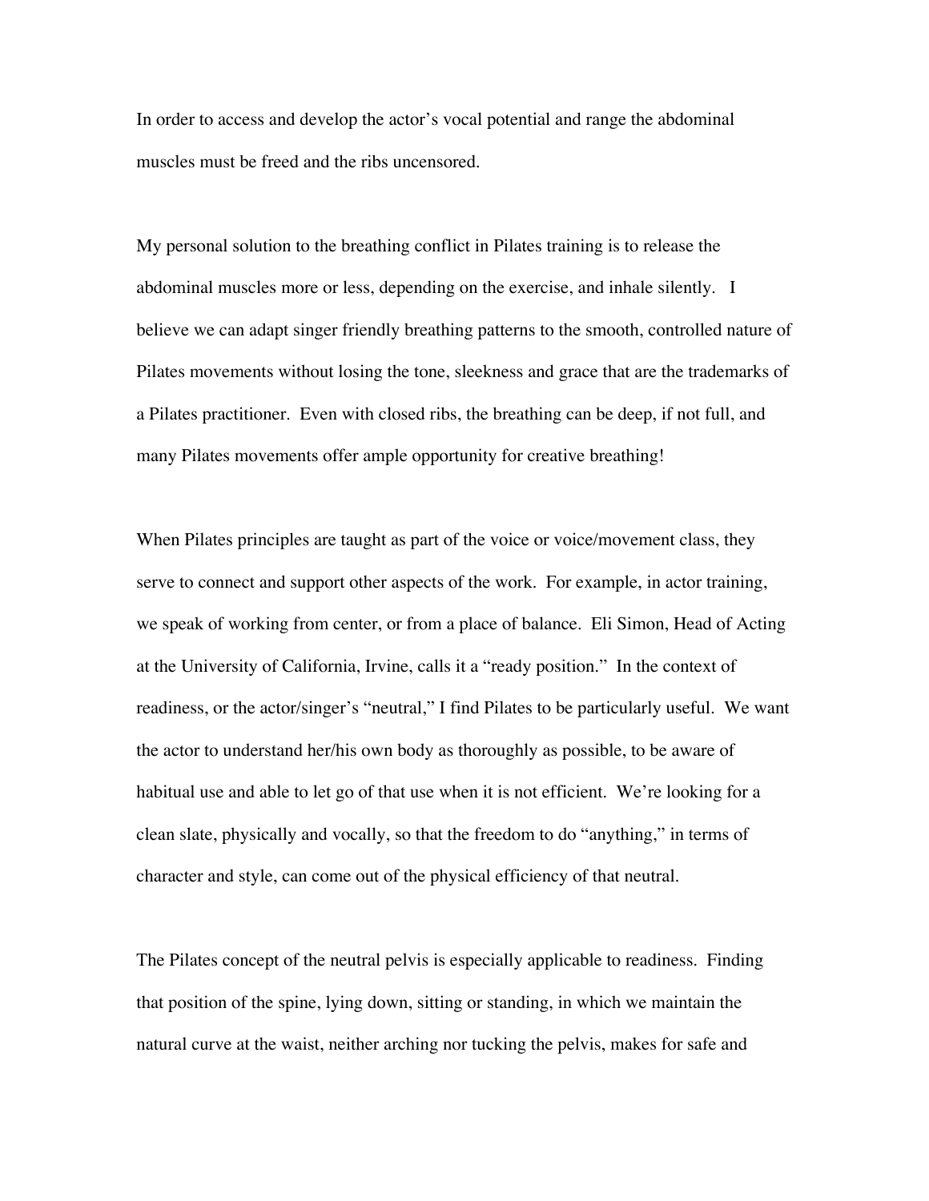In order to access and develop the actor's vocal potential and range the abdominal muscles must be freed and the ribs uncensored.

My personal solution to the breathing conflict in Pilates training is to release the abdominal muscles more or less, depending on the exercise, and inhale silently. I believe we can adapt singer friendly breathing patterns to the smooth, controlled nature of Pilates movements without losing the tone, sleekness and grace that are the trademarks of a Pilates practitioner. Even with closed ribs, the breathing can be deep, if not full, and many Pilates movements offer ample opportunity for creative breathing!

When Pilates principles are taught as part of the voice or voice/movement class, they serve to connect and support other aspects of the work. For example, in actor training, we speak of working from center, or from a place of balance. Eli Simon, Head of Acting at the University of California, Irvine, calls it a "ready position." In the context of readiness, or the actor/singer's "neutral," I find Pilates to be particularly useful. We want the actor to understand her/his own body as thoroughly as possible, to be aware of habitual use and able to let go of that use when it is not efficient. We're looking for a clean slate, physically and vocally, so that the freedom to do "anything," in terms of character and style, can come out of the physical efficiency of that neutral.

The Pilates concept of the neutral pelvis is especially applicable to readiness. Finding that position of the spine, lying down, sitting or standing, in which we maintain the natural curve at the waist, neither arching nor tucking the pelvis, makes for safe and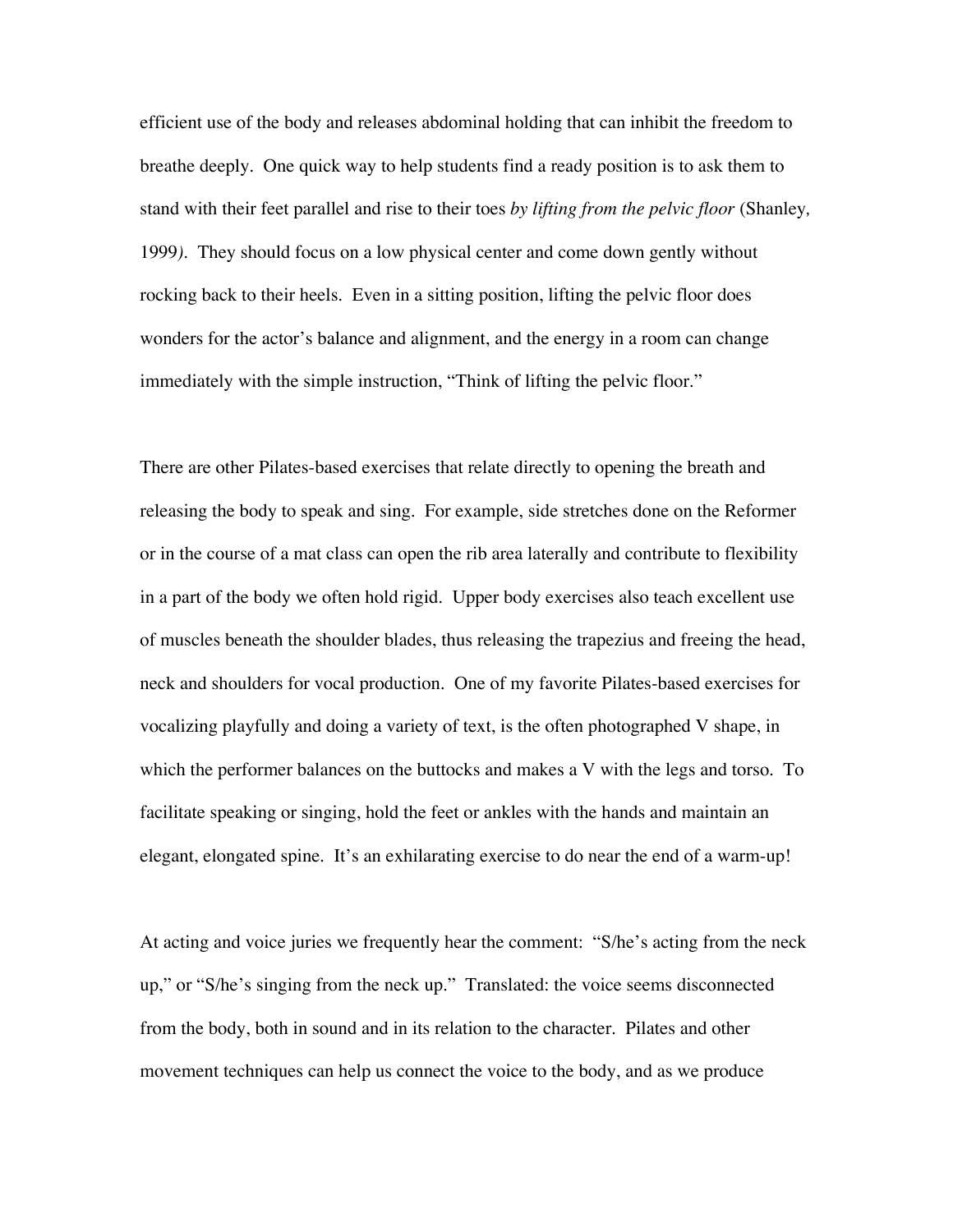efficient use of the body and releases abdominal holding that can inhibit the freedom to breathe deeply. One quick way to help students find a ready position is to ask them to stand with their feet parallel and rise to their toes *by lifting from the pelvic floor* (Shanley, 1999). They should focus on a low physical center and come down gently without rocking back to their heels. Even in a sitting position, lifting the pelvic floor does wonders for the actor's balance and alignment, and the energy in a room can change immediately with the simple instruction, "Think of lifting the pelvic floor."

There are other Pilates-based exercises that relate directly to opening the breath and releasing the body to speak and sing. For example, side stretches done on the Reformer or in the course of a mat class can open the rib area laterally and contribute to flexibility in a part of the body we often hold rigid. Upper body exercises also teach excellent use of muscles beneath the shoulder blades, thus releasing the trapezius and freeing the head, neck and shoulders for vocal production. One of my favorite Pilates-based exercises for vocalizing playfully and doing a variety of text, is the often photographed V shape, in which the performer balances on the buttocks and makes a V with the legs and torso. To facilitate speaking or singing, hold the feet or ankles with the hands and maintain an elegant, elongated spine. It's an exhilarating exercise to do near the end of a warm-up!

At acting and voice juries we frequently hear the comment: "S/he's acting from the neck up," or "S/he's singing from the neck up." Translated: the voice seems disconnected from the body, both in sound and in its relation to the character. Pilates and other movement techniques can help us connect the voice to the body, and as we produce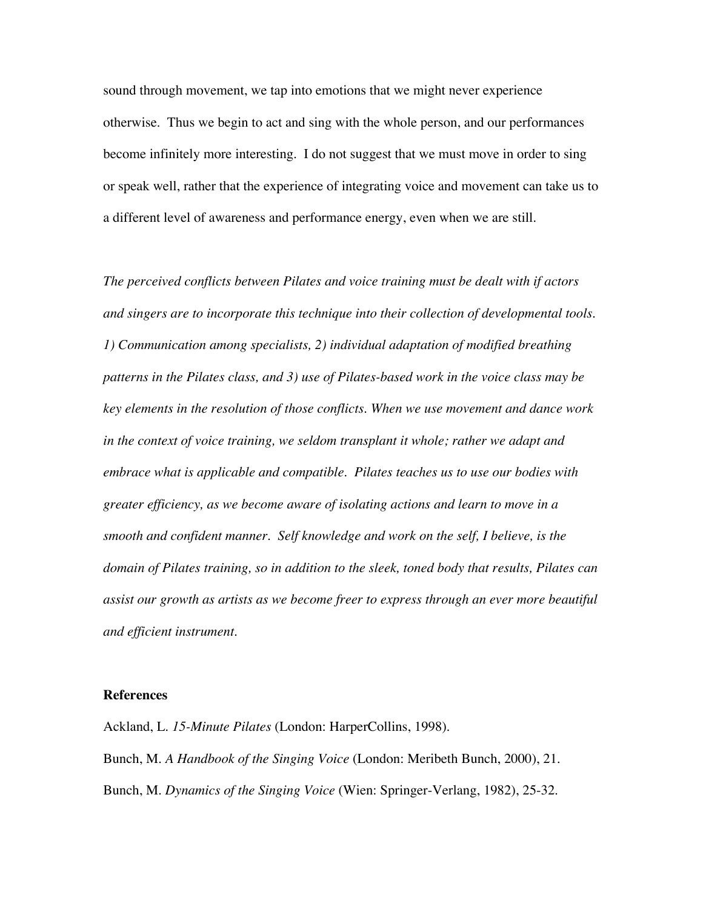sound through movement, we tap into emotions that we might never experience otherwise. Thus we begin to act and sing with the whole person, and our performances become infinitely more interesting. I do not suggest that we must move in order to sing or speak well, rather that the experience of integrating voice and movement can take us to a different level of awareness and performance energy, even when we are still.

*The perceived conflicts between Pilates and voice training must be dealt with if actors and singers are to incorporate this technique into their collection of developmental tools. 1) Communication among specialists, 2) individual adaptation of modified breathing patterns in the Pilates class, and 3) use of Pilates-based work in the voice class may be key elements in the resolution of those conflicts. When we use movement and dance work in the context of voice training, we seldom transplant it whole; rather we adapt and embrace what is applicable and compatible. Pilates teaches us to use our bodies with greater efficiency, as we become aware of isolating actions and learn to move in a smooth and confident manner. Self knowledge and work on the self, I believe, is the domain of Pilates training, so in addition to the sleek, toned body that results, Pilates can assist our growth as artists as we become freer to express through an ever more beautiful and efficient instrument.*

**References**

Ackland, L. *15-Minute Pilates* (London: HarperCollins, 1998).

Bunch, M. *A Handbook of the Singing Voice* (London: Meribeth Bunch, 2000), 21.

Bunch, M. *Dynamics of the Singing Voice* (Wien: Springer-Verlang, 1982), 25-32.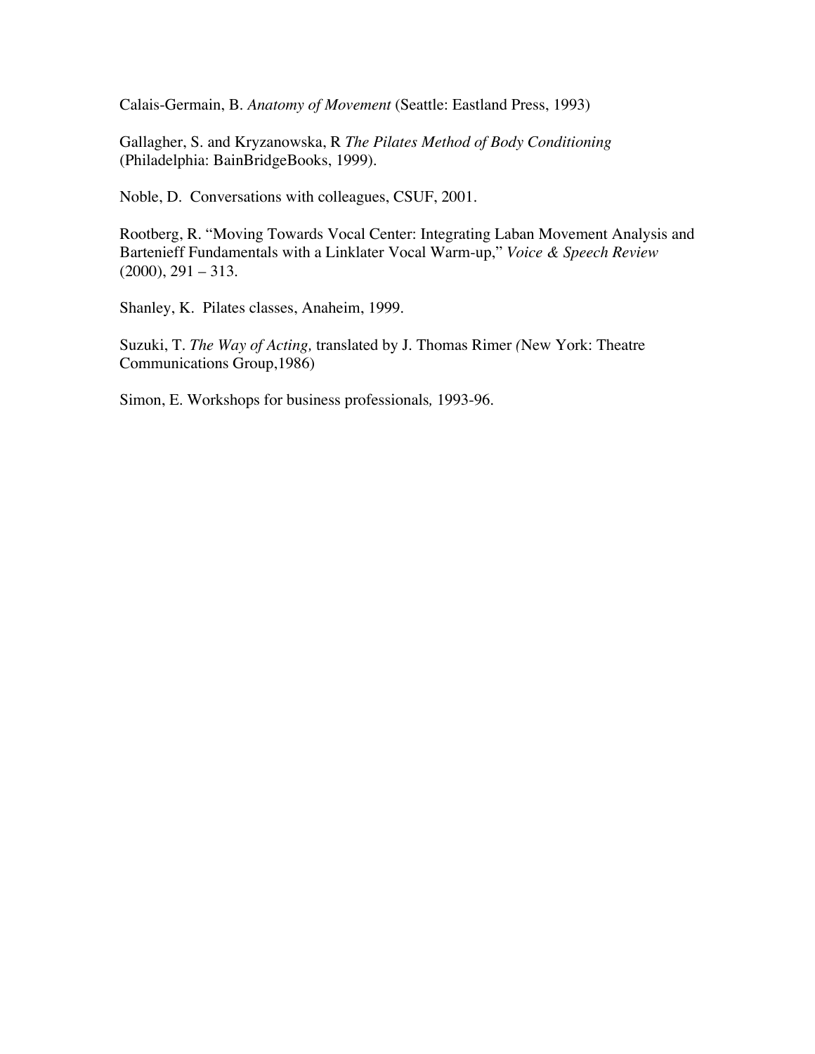Calais-Germain, B. *Anatomy of Movement* (Seattle: Eastland Press, 1993)

Gallagher, S. and Kryzanowska, R *The Pilates Method of Body Conditioning* (Philadelphia: BainBridgeBooks, 1999).

Noble, D. Conversations with colleagues, CSUF, 2001.

Rootberg, R. "Moving Towards Vocal Center: Integrating Laban Movement Analysis and Bartenieff Fundamentals with a Linklater Vocal Warm-up," *Voice & Speech Review* (2000), 291 – 313.

Shanley, K. Pilates classes, Anaheim, 1999.

Suzuki, T. *The Way of Acting,* translated by J. Thomas Rimer *(*New York: Theatre Communications Group,1986)

Simon, E. Workshops for business professionals*,* 1993-96.